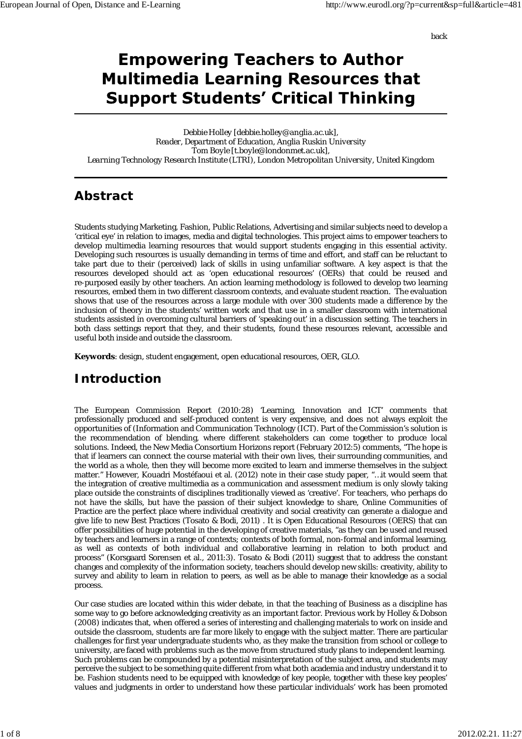back

# Empowering Teachers to Author Multimedia Learning Resources that Support Students' Critical Thinking

*Debbie Holley [debbie.holley@anglia.ac.uk],*
*Reader, Department of Education, Anglia Ruskin University*
*Tom Boyle [t.boyle@londonmet.ac.uk],*
*Learning Technology Research Institute (LTRI), London Metropolitan University, United Kingdom*

## Abstract

Students studying Marketing, Fashion, Public Relations, Advertising and similar subjects need to develop a 'critical eye' in relation to images, media and digital technologies. This project aims to empower teachers to develop multimedia learning resources that would support students engaging in this essential activity. Developing such resources is usually demanding in terms of time and effort, and staff can be reluctant to take part due to their (perceived) lack of skills in using unfamiliar software. A key aspect is that the resources developed should act as 'open educational resources' (OERs) that could be reused and re-purposed easily by other teachers. An action learning methodology is followed to develop two learning resources, embed them in two different classroom contexts, and evaluate student reaction. The evaluation shows that use of the resources across a large module with over 300 students made a difference by the inclusion of theory in the students' written work and that use in a smaller classroom with international students assisted in overcoming cultural barriers of 'speaking out' in a discussion setting. The teachers in both class settings report that they, and their students, found these resources relevant, accessible and useful both inside and outside the classroom.

**Keywords**: design, student engagement, open educational resources, OER, GLO.

## Introduction

The European Commission Report (2010:28) 'Learning, Innovation and ICT' comments that professionally produced and self-produced content is very expensive, and does not always exploit the opportunities of (Information and Communication Technology (ICT). Part of the Commission's solution is the recommendation of blending, where different stakeholders can come together to produce local solutions. Indeed, the New Media Consortium Horizons report (February 2012:5) comments, "The hope is that if learners can connect the course material with their own lives, their surrounding communities, and the world as a whole, then they will become more excited to learn and immerse themselves in the subject matter." However, Kouadri Mostéfaoui et al. (2012) note in their case study paper, "…it would seem that the integration of creative multimedia as a communication and assessment medium is only slowly taking place outside the constraints of disciplines traditionally viewed as 'creative'. For teachers, who perhaps do not have the skills, but have the passion of their subject knowledge to share, Online Communities of Practice are the perfect place where individual creativity and social creativity can generate a dialogue and give life to new Best Practices (Tosato & Bodi, 2011) . It is Open Educational Resources (OERS) that can offer possibilities of huge potential in the developing of creative materials, "as they can be used and reused by teachers and learners in a range of contexts; contexts of both formal, non-formal and informal learning, as well as contexts of both individual and collaborative learning in relation to both product and process" (Korsgaard Sorensen et al., 2011:3). Tosato & Bodi (2011) suggest that to address the constant changes and complexity of the information society, teachers should develop new skills: creativity, ability to survey and ability to learn in relation to peers, as well as be able to manage their knowledge as a social process.

Our case studies are located within this wider debate, in that the teaching of Business as a discipline has some way to go before acknowledging creativity as an important factor. Previous work by Holley & Dobson (2008) indicates that, when offered a series of interesting and challenging materials to work on inside and outside the classroom, students are far more likely to engage with the subject matter. There are particular challenges for first year undergraduate students who, as they make the transition from school or college to university, are faced with problems such as the move from structured study plans to independent learning. Such problems can be compounded by a potential misinterpretation of the subject area, and students may perceive the subject to be something quite different from what both academia and industry understand it to be. Fashion students need to be equipped with knowledge of key people, together with these key peoples' values and judgments in order to understand how these particular individuals' work has been promoted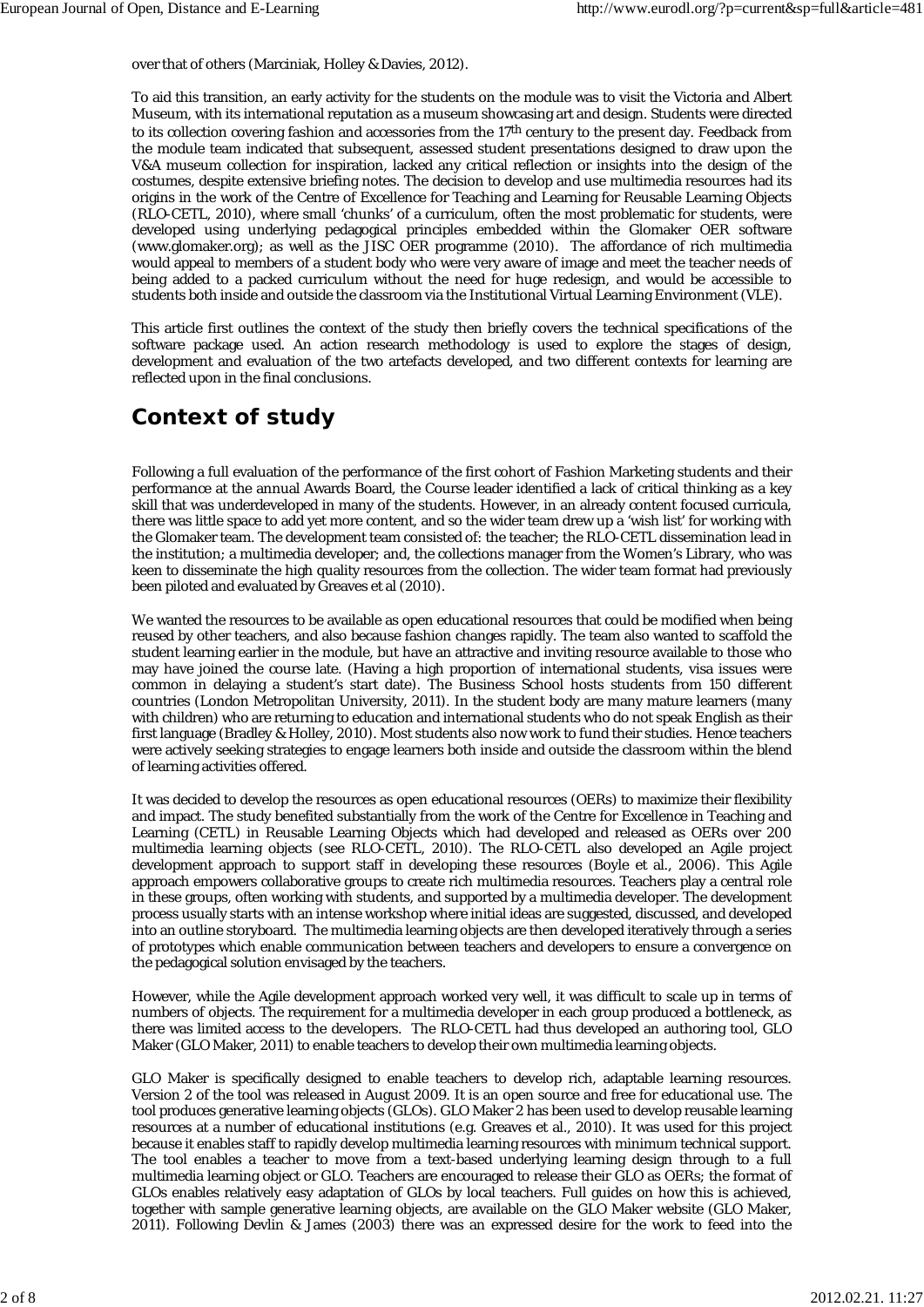over that of others (Marciniak, Holley & Davies, 2012).

To aid this transition, an early activity for the students on the module was to visit the Victoria and Albert Museum, with its international reputation as a museum showcasing art and design. Students were directed to its collection covering fashion and accessories from the 17th century to the present day. Feedback from the module team indicated that subsequent, assessed student presentations designed to draw upon the V&A museum collection for inspiration, lacked any critical reflection or insights into the design of the costumes, despite extensive briefing notes. The decision to develop and use multimedia resources had its origins in the work of the Centre of Excellence for Teaching and Learning for Reusable Learning Objects (RLO-CETL, 2010), where small 'chunks' of a curriculum, often the most problematic for students, were developed using underlying pedagogical principles embedded within the Glomaker OER software (www.glomaker.org); as well as the JISC OER programme (2010). The affordance of rich multimedia would appeal to members of a student body who were very aware of image and meet the teacher needs of being added to a packed curriculum without the need for huge redesign, and would be accessible to students both inside and outside the classroom via the Institutional Virtual Learning Environment (VLE).

This article first outlines the context of the study then briefly covers the technical specifications of the software package used. An action research methodology is used to explore the stages of design, development and evaluation of the two artefacts developed, and two different contexts for learning are reflected upon in the final conclusions.

## Context of study

Following a full evaluation of the performance of the first cohort of Fashion Marketing students and their performance at the annual Awards Board, the Course leader identified a lack of critical thinking as a key skill that was underdeveloped in many of the students. However, in an already content focused curricula, there was little space to add yet more content, and so the wider team drew up a 'wish list' for working with the Glomaker team. The development team consisted of: the teacher; the RLO-CETL dissemination lead in the institution; a multimedia developer; and, the collections manager from the Women's Library, who was keen to disseminate the high quality resources from the collection. The wider team format had previously been piloted and evaluated by Greaves et al (2010).

We wanted the resources to be available as open educational resources that could be modified when being reused by other teachers, and also because fashion changes rapidly. The team also wanted to scaffold the student learning earlier in the module, but have an attractive and inviting resource available to those who may have joined the course late. (Having a high proportion of international students, visa issues were common in delaying a student's start date). The Business School hosts students from 150 different countries (London Metropolitan University, 2011). In the student body are many mature learners (many with children) who are returning to education and international students who do not speak English as their first language (Bradley & Holley, 2010). Most students also now work to fund their studies. Hence teachers were actively seeking strategies to engage learners both inside and outside the classroom within the blend of learning activities offered.

It was decided to develop the resources as open educational resources (OERs) to maximize their flexibility and impact. The study benefited substantially from the work of the Centre for Excellence in Teaching and Learning (CETL) in Reusable Learning Objects which had developed and released as OERs over 200 multimedia learning objects (see RLO-CETL, 2010). The RLO-CETL also developed an Agile project development approach to support staff in developing these resources (Boyle et al., 2006). This Agile approach empowers collaborative groups to create rich multimedia resources. Teachers play a central role in these groups, often working with students, and supported by a multimedia developer. The development process usually starts with an intense workshop where initial ideas are suggested, discussed, and developed into an outline storyboard. The multimedia learning objects are then developed iteratively through a series of prototypes which enable communication between teachers and developers to ensure a convergence on the pedagogical solution envisaged by the teachers.

However, while the Agile development approach worked very well, it was difficult to scale up in terms of numbers of objects. The requirement for a multimedia developer in each group produced a bottleneck, as there was limited access to the developers. The RLO-CETL had thus developed an authoring tool, GLO Maker (GLO Maker, 2011) to enable teachers to develop their own multimedia learning objects.

GLO Maker is specifically designed to enable teachers to develop rich, adaptable learning resources. Version 2 of the tool was released in August 2009. It is an open source and free for educational use. The tool produces generative learning objects (GLOs). GLO Maker 2 has been used to develop reusable learning resources at a number of educational institutions (e.g. Greaves et al., 2010). It was used for this project because it enables staff to rapidly develop multimedia learning resources with minimum technical support. The tool enables a teacher to move from a text-based underlying learning design through to a full multimedia learning object or GLO. Teachers are encouraged to release their GLO as OERs; the format of GLOs enables relatively easy adaptation of GLOs by local teachers. Full guides on how this is achieved, together with sample generative learning objects, are available on the GLO Maker website (GLO Maker, 2011). Following Devlin & James (2003) there was an expressed desire for the work to feed into the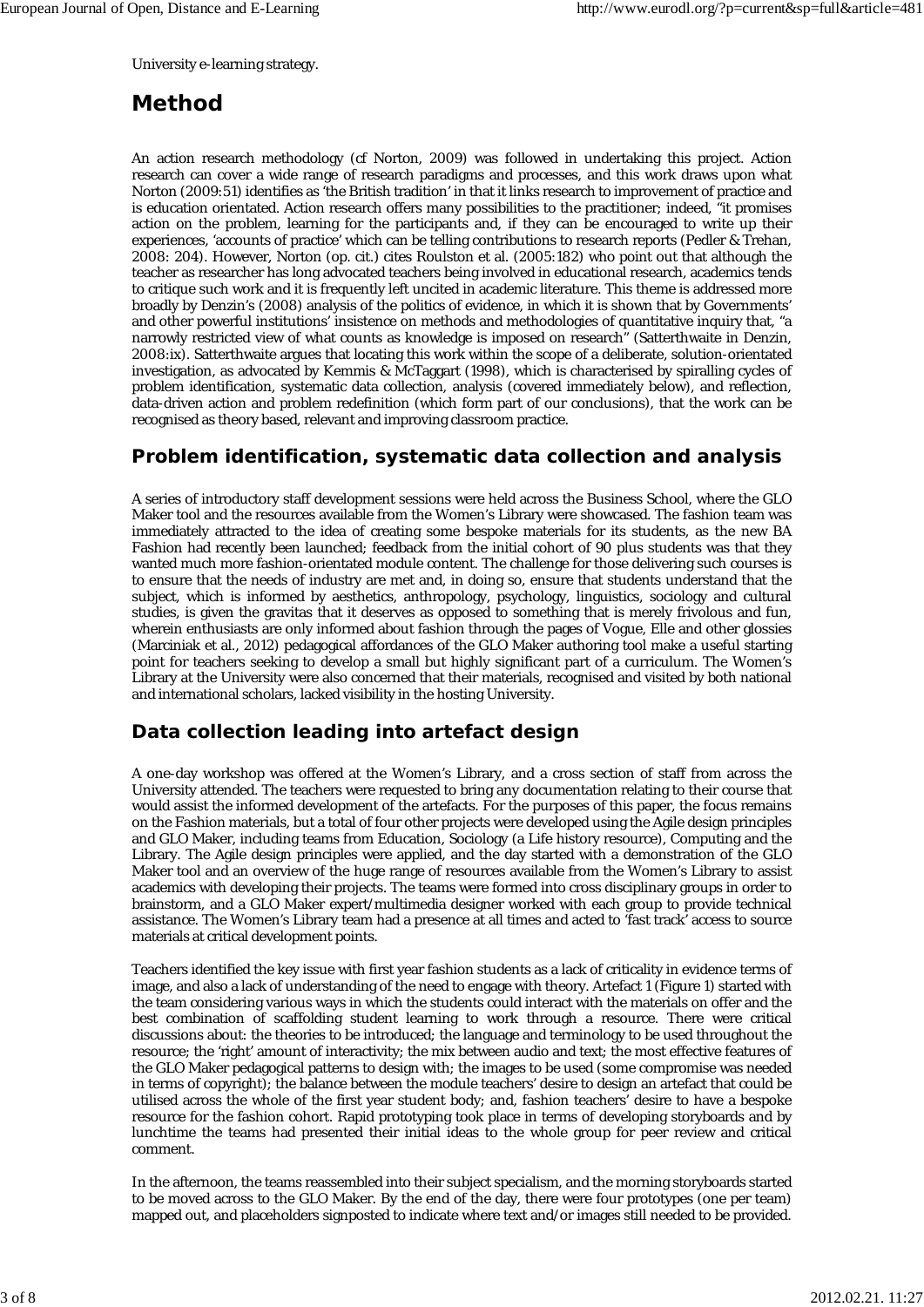University e-learning strategy.

# Method

An action research methodology (cf Norton, 2009) was followed in undertaking this project. Action research can cover a wide range of research paradigms and processes, and this work draws upon what Norton (2009:51) identifies as 'the British tradition' in that it links research to improvement of practice and is education orientated. Action research offers many possibilities to the practitioner; indeed, "it promises action on the problem, learning for the participants and, if they can be encouraged to write up their experiences, 'accounts of practice' which can be telling contributions to research reports (Pedler & Trehan, 2008: 204). However, Norton (op. cit.) cites Roulston et al. (2005:182) who point out that although the teacher as researcher has long advocated teachers being involved in educational research, academics tends to critique such work and it is frequently left uncited in academic literature. This theme is addressed more broadly by Denzin's (2008) analysis of the politics of evidence, in which it is shown that by Governments' and other powerful institutions' insistence on methods and methodologies of quantitative inquiry that, "a narrowly restricted view of what counts as knowledge is imposed on research" (Satterthwaite in Denzin, 2008:ix). Satterthwaite argues that locating this work within the scope of a deliberate, solution-orientated investigation, as advocated by Kemmis & McTaggart (1998), which is characterised by spiralling cycles of problem identification, systematic data collection, analysis (covered immediately below), and reflection, data-driven action and problem redefinition (which form part of our conclusions), that the work can be recognised as theory based, relevant and improving classroom practice.

## Problem identification, systematic data collection and analysis

A series of introductory staff development sessions were held across the Business School, where the GLO Maker tool and the resources available from the Women's Library were showcased. The fashion team was immediately attracted to the idea of creating some bespoke materials for its students, as the new BA Fashion had recently been launched; feedback from the initial cohort of 90 plus students was that they wanted much more fashion-orientated module content. The challenge for those delivering such courses is to ensure that the needs of industry are met and, in doing so, ensure that students understand that the subject, which is informed by aesthetics, anthropology, psychology, linguistics, sociology and cultural studies, is given the gravitas that it deserves as opposed to something that is merely frivolous and fun, wherein enthusiasts are only informed about fashion through the pages of Vogue, Elle and other glossies (Marciniak et al., 2012) pedagogical affordances of the GLO Maker authoring tool make a useful starting point for teachers seeking to develop a small but highly significant part of a curriculum. The Women's Library at the University were also concerned that their materials, recognised and visited by both national and international scholars, lacked visibility in the hosting University.

## Data collection leading into artefact design

A one-day workshop was offered at the Women's Library, and a cross section of staff from across the University attended. The teachers were requested to bring any documentation relating to their course that would assist the informed development of the artefacts. For the purposes of this paper, the focus remains on the Fashion materials, but a total of four other projects were developed using the Agile design principles and GLO Maker, including teams from Education, Sociology (a Life history resource), Computing and the Library. The Agile design principles were applied, and the day started with a demonstration of the GLO Maker tool and an overview of the huge range of resources available from the Women's Library to assist academics with developing their projects. The teams were formed into cross disciplinary groups in order to brainstorm, and a GLO Maker expert/multimedia designer worked with each group to provide technical assistance. The Women's Library team had a presence at all times and acted to 'fast track' access to source materials at critical development points.

Teachers identified the key issue with first year fashion students as a lack of criticality in evidence terms of image, and also a lack of understanding of the need to engage with theory. Artefact 1 (Figure 1) started with the team considering various ways in which the students could interact with the materials on offer and the best combination of scaffolding student learning to work through a resource. There were critical discussions about: the theories to be introduced; the language and terminology to be used throughout the resource; the 'right' amount of interactivity; the mix between audio and text; the most effective features of the GLO Maker pedagogical patterns to design with; the images to be used (some compromise was needed in terms of copyright); the balance between the module teachers' desire to design an artefact that could be utilised across the whole of the first year student body; and, fashion teachers' desire to have a bespoke resource for the fashion cohort. Rapid prototyping took place in terms of developing storyboards and by lunchtime the teams had presented their initial ideas to the whole group for peer review and critical comment.

In the afternoon, the teams reassembled into their subject specialism, and the morning storyboards started to be moved across to the GLO Maker. By the end of the day, there were four prototypes (one per team) mapped out, and placeholders signposted to indicate where text and/or images still needed to be provided.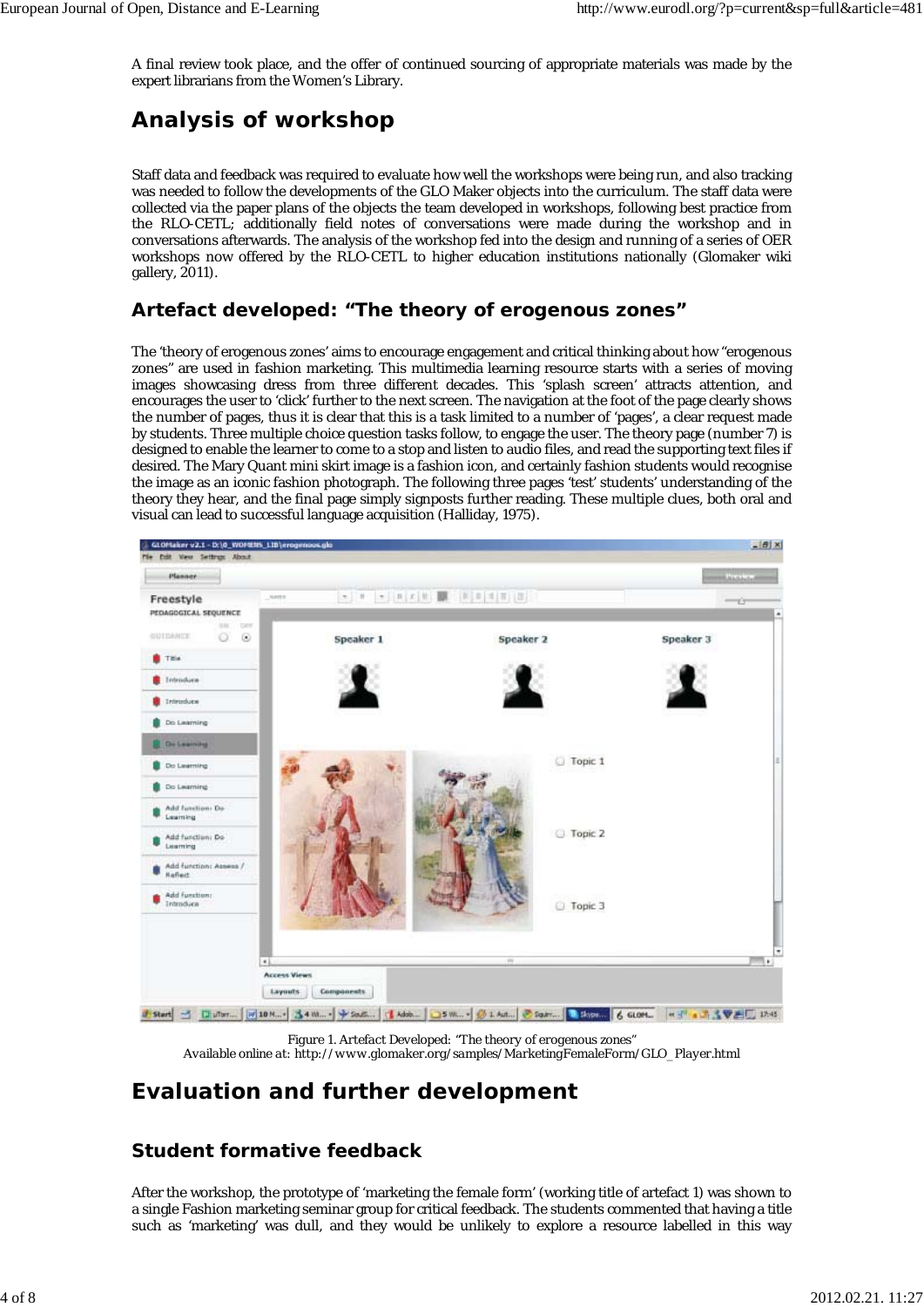A final review took place, and the offer of continued sourcing of appropriate materials was made by the expert librarians from the Women's Library.

## Analysis of workshop

Staff data and feedback was required to evaluate how well the workshops were being run, and also tracking was needed to follow the developments of the GLO Maker objects into the curriculum. The staff data were collected via the paper plans of the objects the team developed in workshops, following best practice from the RLO-CETL; additionally field notes of conversations were made during the workshop and in conversations afterwards. The analysis of the workshop fed into the design and running of a series of OER workshops now offered by the RLO-CETL to higher education institutions nationally (Glomaker wiki gallery, 2011).

### Artefact developed: "The theory of erogenous zones"

The 'theory of erogenous zones' aims to encourage engagement and critical thinking about how "erogenous zones" are used in fashion marketing. This multimedia learning resource starts with a series of moving images showcasing dress from three different decades. This 'splash screen' attracts attention, and encourages the user to 'click' further to the next screen. The navigation at the foot of the page clearly shows the number of pages, thus it is clear that this is a task limited to a number of 'pages', a clear request made by students. Three multiple choice question tasks follow, to engage the user. The theory page (number 7) is designed to enable the learner to come to a stop and listen to audio files, and read the supporting text files if desired. The Mary Quant mini skirt image is a fashion icon, and certainly fashion students would recognise the image as an iconic fashion photograph. The following three pages 'test' students' understanding of the theory they hear, and the final page simply signposts further reading. These multiple clues, both oral and visual can lead to successful language acquisition (Halliday, 1975).

Figure 1. Artefact Developed: "The theory of erogenous zones"
Available online at: http://www.glomaker.org/samples/MarketingFemaleForm/GLO_Player.html

## Evaluation and further development

### Student formative feedback

After the workshop, the prototype of 'marketing the female form' (working title of artefact 1) was shown to a single Fashion marketing seminar group for critical feedback. The students commented that having a title such as 'marketing' was dull, and they would be unlikely to explore a resource labelled in this way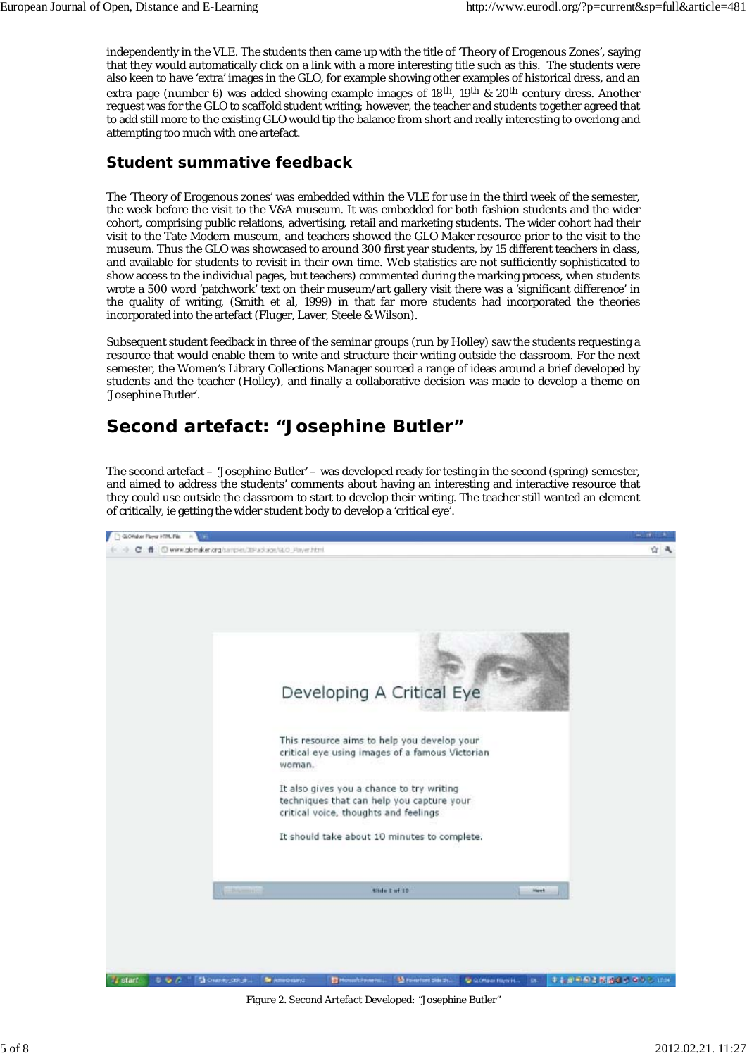independently in the VLE. The students then came up with the title of 'Theory of Erogenous Zones', saying that they would automatically click on a link with a more interesting title such as this. The students were also keen to have 'extra' images in the GLO, for example showing other examples of historical dress, and an extra page (number 6) was added showing example images of 18th, 19th & 20th century dress. Another request was for the GLO to scaffold student writing; however, the teacher and students together agreed that to add still more to the existing GLO would tip the balance from short and really interesting to overlong and attempting too much with one artefact.

## Student summative feedback

The 'Theory of Erogenous zones' was embedded within the VLE for use in the third week of the semester, the week before the visit to the V&A museum. It was embedded for both fashion students and the wider cohort, comprising public relations, advertising, retail and marketing students. The wider cohort had their visit to the Tate Modern museum, and teachers showed the GLO Maker resource prior to the visit to the museum. Thus the GLO was showcased to around 300 first year students, by 15 different teachers in class, and available for students to revisit in their own time. Web statistics are not sufficiently sophisticated to show access to the individual pages, but teachers) commented during the marking process, when students wrote a 500 word 'patchwork' text on their museum/art gallery visit there was a 'significant difference' in the quality of writing, (Smith et al, 1999) in that far more students had incorporated the theories incorporated into the artefact (Fluger, Laver, Steele & Wilson).

Subsequent student feedback in three of the seminar groups (run by Holley) saw the students requesting a resource that would enable them to write and structure their writing outside the classroom. For the next semester, the Women's Library Collections Manager sourced a range of ideas around a brief developed by students and the teacher (Holley), and finally a collaborative decision was made to develop a theme on 'Josephine Butler'.

# Second artefact: "Josephine Butler"

The second artefact – 'Josephine Butler' – was developed ready for testing in the second (spring) semester, and aimed to address the students' comments about having an interesting and interactive resource that they could use outside the classroom to start to develop their writing. The teacher still wanted an element of critically, ie getting the wider student body to develop a 'critical eye'.

Figure 2. Second Artefact Developed: "Josephine Butler"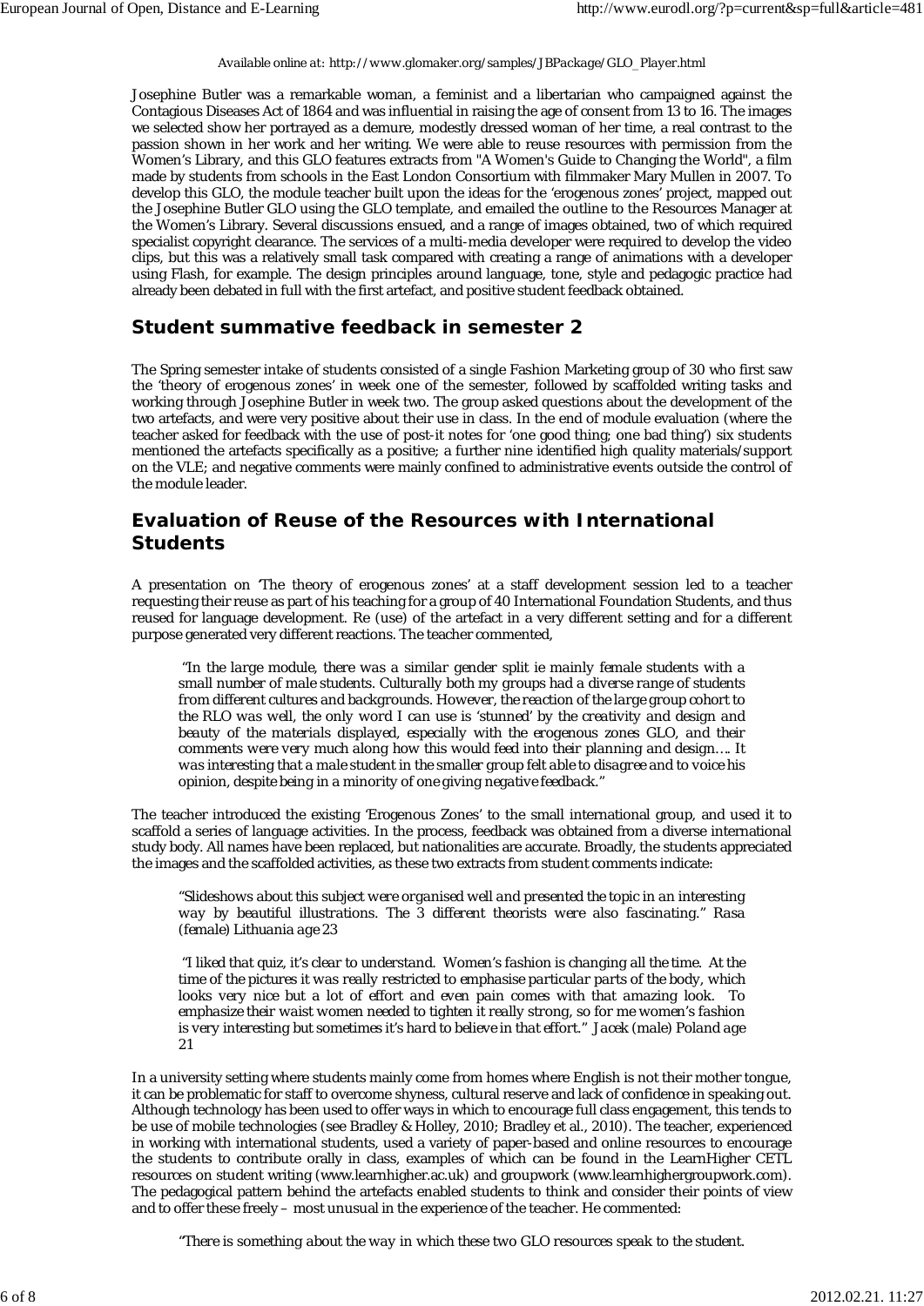Available online at: http://www.glomaker.org/samples/JBPackage/GLO_Player.html

Josephine Butler was a remarkable woman, a feminist and a libertarian who campaigned against the Contagious Diseases Act of 1864 and was influential in raising the age of consent from 13 to 16. The images we selected show her portrayed as a demure, modestly dressed woman of her time, a real contrast to the passion shown in her work and her writing. We were able to reuse resources with permission from the Women's Library, and this GLO features extracts from "A Women's Guide to Changing the World", a film made by students from schools in the East London Consortium with filmmaker Mary Mullen in 2007. To develop this GLO, the module teacher built upon the ideas for the 'erogenous zones' project, mapped out the Josephine Butler GLO using the GLO template, and emailed the outline to the Resources Manager at the Women's Library. Several discussions ensued, and a range of images obtained, two of which required specialist copyright clearance. The services of a multi-media developer were required to develop the video clips, but this was a relatively small task compared with creating a range of animations with a developer using Flash, for example. The design principles around language, tone, style and pedagogic practice had already been debated in full with the first artefact, and positive student feedback obtained.

## Student summative feedback in semester 2

The Spring semester intake of students consisted of a single Fashion Marketing group of 30 who first saw the 'theory of erogenous zones' in week one of the semester, followed by scaffolded writing tasks and working through Josephine Butler in week two. The group asked questions about the development of the two artefacts, and were very positive about their use in class. In the end of module evaluation (where the teacher asked for feedback with the use of post-it notes for 'one good thing; one bad thing') six students mentioned the artefacts specifically as a positive; a further nine identified high quality materials/support on the VLE; and negative comments were mainly confined to administrative events outside the control of the module leader.

## Evaluation of Reuse of the Resources with International Students

A presentation on 'The theory of erogenous zones' at a staff development session led to a teacher requesting their reuse as part of his teaching for a group of 40 International Foundation Students, and thus reused for language development. Re (use) of the artefact in a very different setting and for a different purpose generated very different reactions. The teacher commented,

> *"In the large module, there was a similar gender split ie mainly female students with a small number of male students. Culturally both my groups had a diverse range of students from different cultures and backgrounds. However, the reaction of the large group cohort to the RLO was well, the only word I can use is 'stunned' by the creativity and design and beauty of the materials displayed, especially with the erogenous zones GLO, and their comments were very much along how this would feed into their planning and design…. It was interesting that a male student in the smaller group felt able to disagree and to voice his opinion, despite being in a minority of one giving negative feedback."*

The teacher introduced the existing 'Erogenous Zones' to the small international group, and used it to scaffold a series of language activities. In the process, feedback was obtained from a diverse international study body. All names have been replaced, but nationalities are accurate. Broadly, the students appreciated the images and the scaffolded activities, as these two extracts from student comments indicate:

> *"Slideshows about this subject were organised well and presented the topic in an interesting way by beautiful illustrations. The 3 different theorists were also fascinating." Rasa (female) Lithuania age 23*

> *"I liked that quiz, it's clear to understand. Women's fashion is changing all the time. At the time of the pictures it was really restricted to emphasise particular parts of the body, which looks very nice but a lot of effort and even pain comes with that amazing look. To emphasize their waist women needed to tighten it really strong, so for me women's fashion is very interesting but sometimes it's hard to believe in that effort." Jacek (male) Poland age 21*

In a university setting where students mainly come from homes where English is not their mother tongue, it can be problematic for staff to overcome shyness, cultural reserve and lack of confidence in speaking out. Although technology has been used to offer ways in which to encourage full class engagement, this tends to be use of mobile technologies (see Bradley & Holley, 2010; Bradley et al., 2010). The teacher, experienced in working with international students, used a variety of paper-based and online resources to encourage the students to contribute orally in class, examples of which can be found in the LearnHigher CETL resources on student writing (www.learnhigher.ac.uk) and groupwork (www.learnhighergroupwork.com). The pedagogical pattern behind the artefacts enabled students to think and consider their points of view and to offer these freely – most unusual in the experience of the teacher. He commented:

> *"There is something about the way in which these two GLO resources speak to the student.*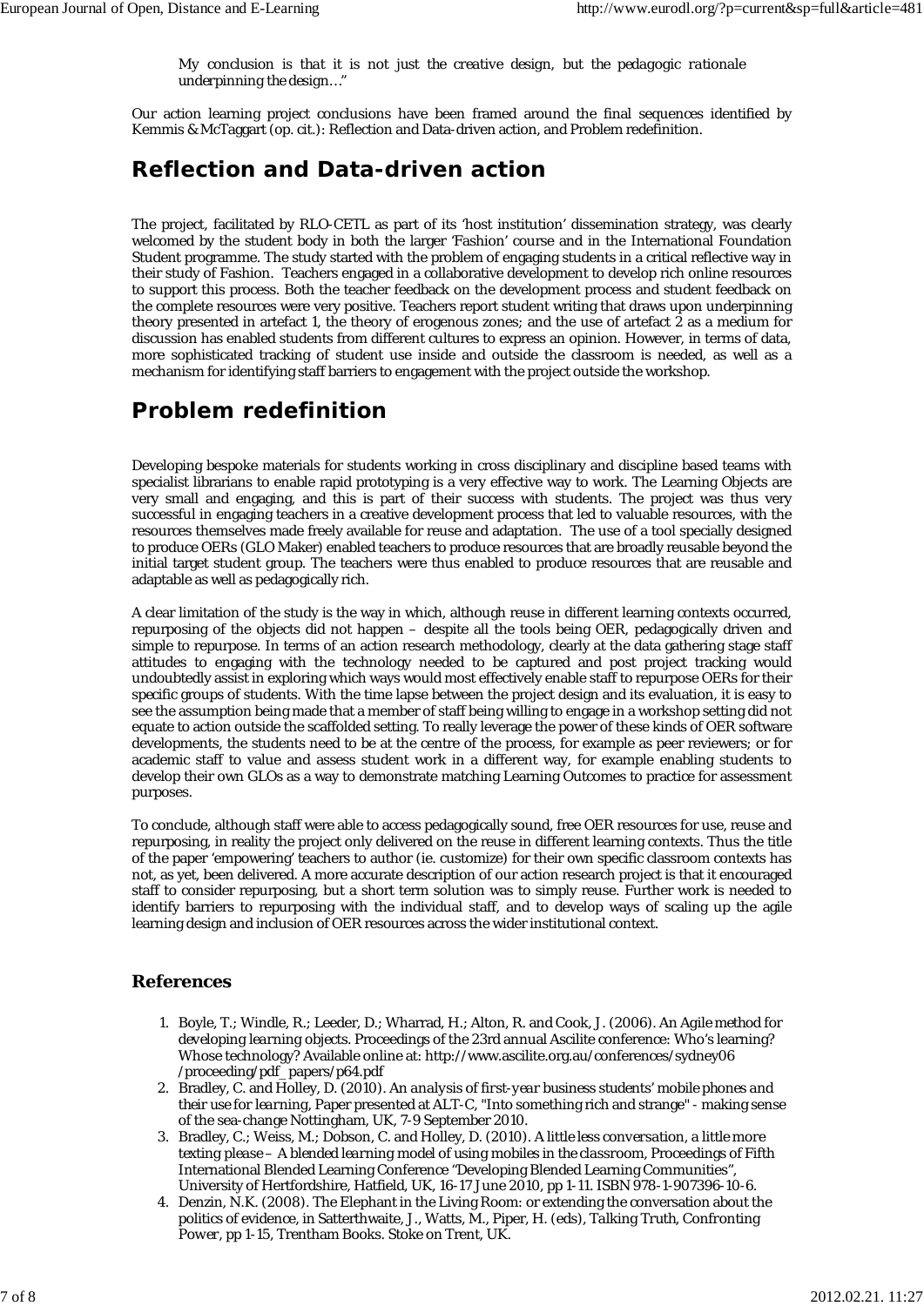> My conclusion is that it is not just the creative design, but the pedagogic rationale underpinning the design…"

Our action learning project conclusions have been framed around the final sequences identified by Kemmis & McTaggart (op. cit.): Reflection and Data-driven action, and Problem redefinition.

## Reflection and Data-driven action

The project, facilitated by RLO-CETL as part of its 'host institution' dissemination strategy, was clearly welcomed by the student body in both the larger 'Fashion' course and in the International Foundation Student programme. The study started with the problem of engaging students in a critical reflective way in their study of Fashion. Teachers engaged in a collaborative development to develop rich online resources to support this process. Both the teacher feedback on the development process and student feedback on the complete resources were very positive. Teachers report student writing that draws upon underpinning theory presented in artefact 1, the theory of erogenous zones; and the use of artefact 2 as a medium for discussion has enabled students from different cultures to express an opinion. However, in terms of data, more sophisticated tracking of student use inside and outside the classroom is needed, as well as a mechanism for identifying staff barriers to engagement with the project outside the workshop.

## Problem redefinition

Developing bespoke materials for students working in cross disciplinary and discipline based teams with specialist librarians to enable rapid prototyping is a very effective way to work. The Learning Objects are very small and engaging, and this is part of their success with students. The project was thus very successful in engaging teachers in a creative development process that led to valuable resources, with the resources themselves made freely available for reuse and adaptation. The use of a tool specially designed to produce OERs (GLO Maker) enabled teachers to produce resources that are broadly reusable beyond the initial target student group. The teachers were thus enabled to produce resources that are reusable and adaptable as well as pedagogically rich.

A clear limitation of the study is the way in which, although reuse in different learning contexts occurred, repurposing of the objects did not happen – despite all the tools being OER, pedagogically driven and simple to repurpose. In terms of an action research methodology, clearly at the data gathering stage staff attitudes to engaging with the technology needed to be captured and post project tracking would undoubtedly assist in exploring which ways would most effectively enable staff to repurpose OERs for their specific groups of students. With the time lapse between the project design and its evaluation, it is easy to see the assumption being made that a member of staff being willing to engage in a workshop setting did not equate to action outside the scaffolded setting. To really leverage the power of these kinds of OER software developments, the students need to be at the centre of the process, for example as peer reviewers; or for academic staff to value and assess student work in a different way, for example enabling students to develop their own GLOs as a way to demonstrate matching Learning Outcomes to practice for assessment purposes.

To conclude, although staff were able to access pedagogically sound, free OER resources for use, reuse and repurposing, in reality the project only delivered on the reuse in different learning contexts. Thus the title of the paper 'empowering' teachers to author (ie. customize) for their own specific classroom contexts has not, as yet, been delivered. A more accurate description of our action research project is that it encouraged staff to consider repurposing, but a short term solution was to simply reuse. Further work is needed to identify barriers to repurposing with the individual staff, and to develop ways of scaling up the agile learning design and inclusion of OER resources across the wider institutional context.

### References

1. Boyle, T.; Windle, R.; Leeder, D.; Wharrad, H.; Alton, R. and Cook, J. (2006). An Agile method for developing learning objects. Proceedings of the 23rd annual Ascilite conference: Who's learning? Whose technology? Available online at: http://www.ascilite.org.au/conferences/sydney06/proceeding/pdf_papers/p64.pdf
2. Bradley, C. and Holley, D. (2010). *An analysis of first-year business students' mobile phones and their use for learning*, Paper presented at ALT-C, "Into something rich and strange" - making sense of the sea-change Nottingham, UK, 7-9 September 2010.
3. Bradley, C.; Weiss, M.; Dobson, C. and Holley, D. (2010). *A little less conversation, a little more texting please – A blended learning model of using mobiles in the classroom*, Proceedings of Fifth International Blended Learning Conference "Developing Blended Learning Communities", University of Hertfordshire, Hatfield, UK, 16-17 June 2010, pp 1-11. ISBN 978-1-907396-10-6.
4. Denzin, N.K. (2008). The Elephant in the Living Room: or extending the conversation about the politics of evidence, in Satterthwaite, J., Watts, M., Piper, H. (eds), *Talking Truth, Confronting Power*, pp 1-15, Trentham Books. Stoke on Trent, UK.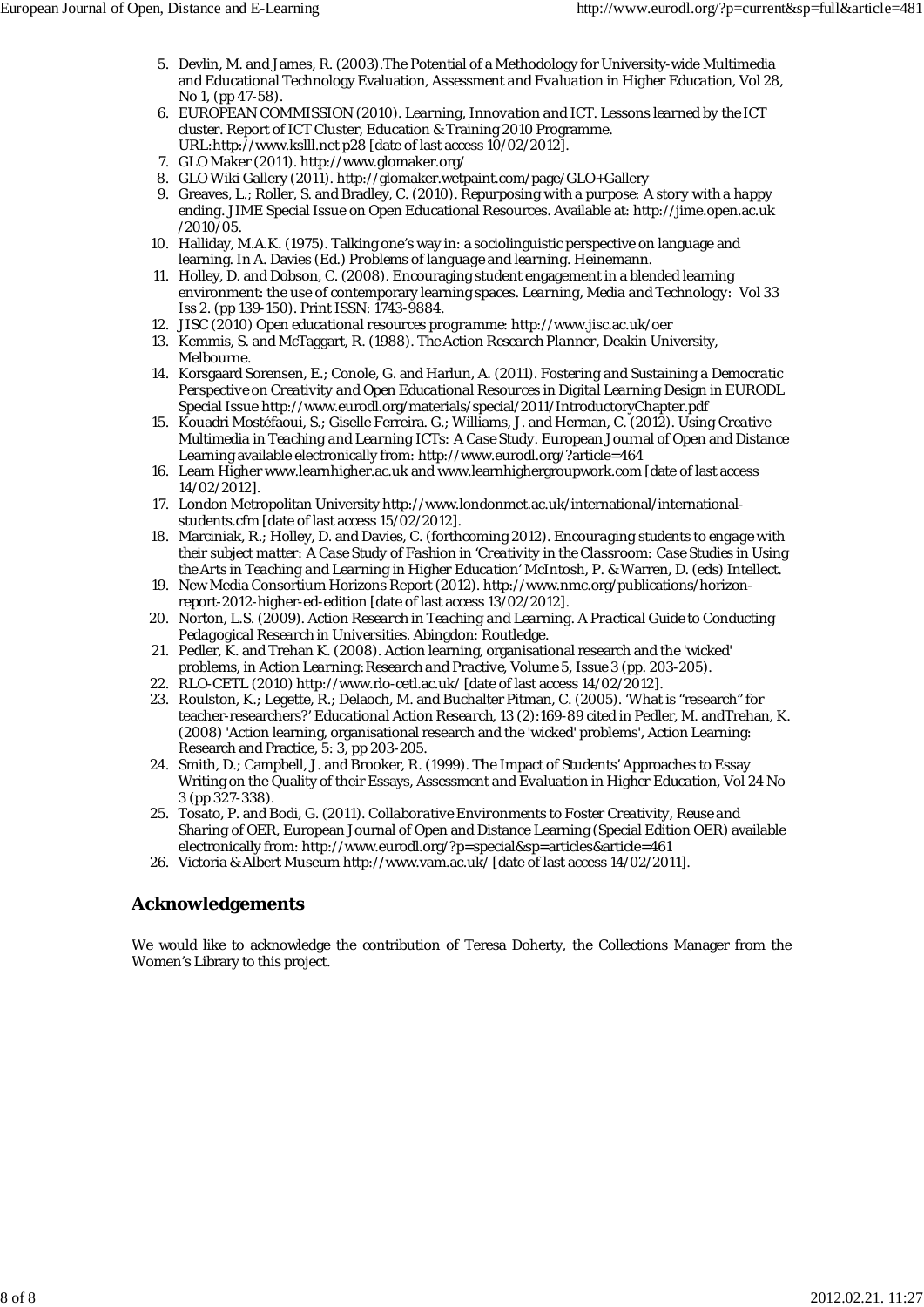5. Devlin, M. and James, R. (2003).The Potential of a Methodology for University-wide Multimedia and Educational Technology Evaluation, *Assessment and Evaluation in Higher Education*, Vol 28, No 1, (pp 47-58).
6. EUROPEAN COMMISSION (2010). *Learning, Innovation and ICT. Lessons learned by the ICT cluster.* Report of ICT Cluster, Education & Training 2010 Programme. URL:http://www.kslll.net p28 [date of last access 10/02/2012].
7. GLO Maker (2011). http://www.glomaker.org/
8. GLO Wiki Gallery (2011). http://glomaker.wetpaint.com/page/GLO+Gallery
9. Greaves, L.; Roller, S. and Bradley, C. (2010). *Repurposing with a purpose: A story with a happy ending*. JIME Special Issue on Open Educational Resources. Available at: http://jime.open.ac.uk /2010/05.
10. Halliday, M.A.K. (1975). Talking one's way in: a sociolinguistic perspective on language and learning. In A. Davies (Ed.) *Problems of language and learning*. Heinemann.
11. Holley, D. and Dobson, C. (2008). Encouraging student engagement in a blended learning environment: the use of contemporary learning spaces. *Learning, Media and Technology*: Vol 33 Iss 2. (pp 139-150). Print ISSN: 1743-9884.
12. JISC (2010) *Open educational resources programme*: http://www.jisc.ac.uk/oer
13. Kemmis, S. and McTaggart, R. (1988). *The Action Research Planner*, Deakin University, Melbourne.
14. Korsgaard Sorensen, E.; Conole, G. and Harlun, A. (2011). *Fostering and Sustaining a Democratic Perspective on Creativity and Open Educational Resources in Digital Learning Design* in EURODL Special Issue http://www.eurodl.org/materials/special/2011/IntroductoryChapter.pdf
15. Kouadri Mostéfaoui, S.; Giselle Ferreira. G.; Williams, J. and Herman, C. (2012). *Using Creative Multimedia in Teaching and Learning ICTs: A Case Study*. European Journal of Open and Distance Learning available electronically from: http://www.eurodl.org/?article=464
16. Learn Higher www.learnhigher.ac.uk and www.learnhighergroupwork.com [date of last access 14/02/2012].
17. London Metropolitan University http://www.londonmet.ac.uk/international/international-students.cfm [date of last access 15/02/2012].
18. Marciniak, R.; Holley, D. and Davies, C. (forthcoming 2012). *Encouraging students to engage with their subject matter: A Case Study of Fashion in 'Creativity in the Classroom: Case Studies in Using the Arts in Teaching and Learning in Higher Education'* McIntosh, P. & Warren, D. (eds) Intellect.
19. New Media Consortium Horizons Report (2012). http://www.nmc.org/publications/horizon-report-2012-higher-ed-edition [date of last access 13/02/2012].
20. Norton, L.S. (2009). *Action Research in Teaching and Learning. A Practical Guide to Conducting Pedagogical Research in Universities.* Abingdon: Routledge.
21. Pedler, K. and Trehan K. (2008). Action learning, organisational research and the 'wicked' problems, in *Action Learning: Research and Practive*, Volume 5, Issue 3 (pp. 203-205).
22. RLO-CETL (2010) http://www.rlo-cetl.ac.uk/ [date of last access 14/02/2012].
23. Roulston, K.; Legette, R.; Delaoch, M. and Buchalter Pitman, C. (2005). 'What is "research" for teacher-researchers?' *Educational Action Research*, 13 (2):169-89 cited in Pedler, M. andTrehan, K. (2008) 'Action learning, organisational research and the 'wicked' problems', Action Learning: Research and Practice, 5: 3, pp 203-205.
24. Smith, D.; Campbell, J. and Brooker, R. (1999). The Impact of Students' Approaches to Essay Writing on the Quality of their Essays, *Assessment and Evaluation in Higher Education*, Vol 24 No 3 (pp 327-338).
25. Tosato, P. and Bodi, G. (2011). *Collaborative Environments to Foster Creativity, Reuse and Sharing of OER*, European Journal of Open and Distance Learning (Special Edition OER) available electronically from: http://www.eurodl.org/?p=special&sp=articles&article=461
26. Victoria & Albert Museum http://www.vam.ac.uk/ [date of last access 14/02/2011].

## Acknowledgements

We would like to acknowledge the contribution of Teresa Doherty, the Collections Manager from the Women's Library to this project.